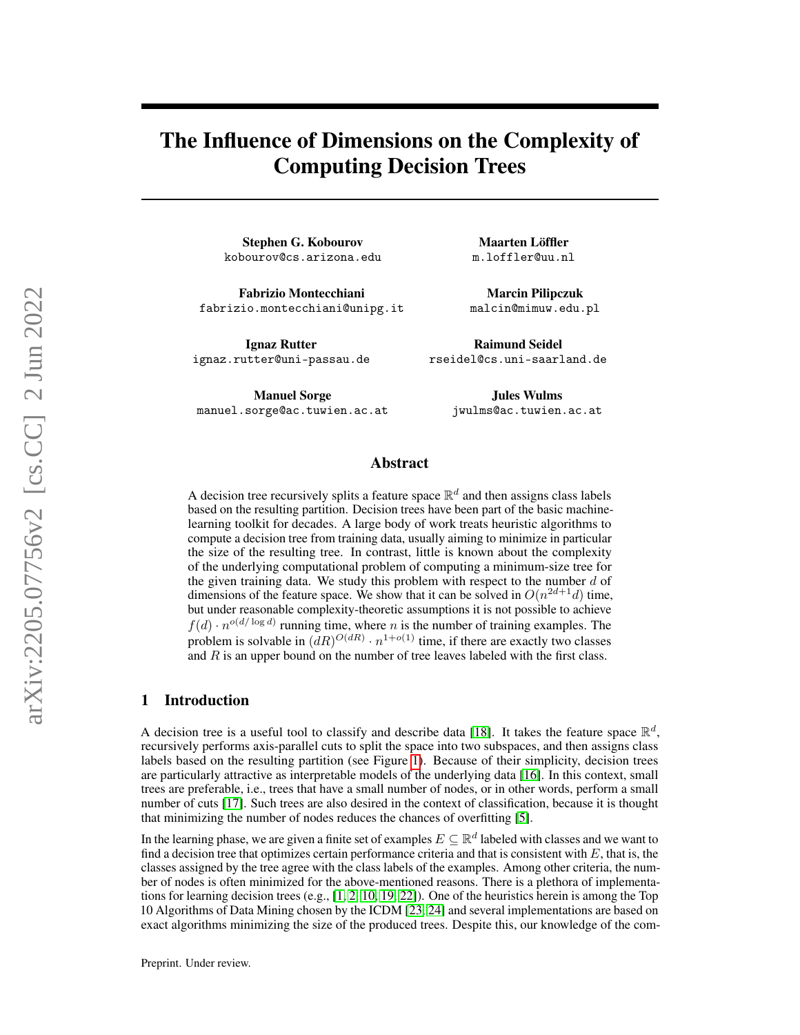# The Influence of Dimensions on the Complexity of Computing Decision Trees

**Stephen G. Kobourov**
kobourov@cs.arizona.edu

**Maarten Löffler**
m.loffler@uu.nl

**Fabrizio Montecchiani**
fabrizio.montecchiani@unipg.it

**Marcin Pilipczuk**
malcin@mimuw.edu.pl

**Ignaz Rutter**
ignaz.rutter@uni-passau.de

**Raimund Seidel**
rseidel@cs.uni-saarland.de

**Manuel Sorge**
manuel.sorge@ac.tuwien.ac.at

**Jules Wulms**
jwulms@ac.tuwien.ac.at

## Abstract

A decision tree recursively splits a feature space $\mathbb{R}^d$ and then assigns class labels based on the resulting partition. Decision trees have been part of the basic machine-learning toolkit for decades. A large body of work treats heuristic algorithms to compute a decision tree from training data, usually aiming to minimize in particular the size of the resulting tree. In contrast, little is known about the complexity of the underlying computational problem of computing a minimum-size tree for the given training data. We study this problem with respect to the number $d$ of dimensions of the feature space. We show that it can be solved in $O(n^{2d+1}d)$ time, but under reasonable complexity-theoretic assumptions it is not possible to achieve $f(d) \cdot n^{o(d/\log d)}$ running time, where $n$ is the number of training examples. The problem is solvable in $(dR)^{O(dR)} \cdot n^{1+o(1)}$ time, if there are exactly two classes and $R$ is an upper bound on the number of tree leaves labeled with the first class.

## 1 Introduction

A decision tree is a useful tool to classify and describe data [18]. It takes the feature space $\mathbb{R}^d$, recursively performs axis-parallel cuts to split the space into two subspaces, and then assigns class labels based on the resulting partition (see Figure 1). Because of their simplicity, decision trees are particularly attractive as interpretable models of the underlying data [16]. In this context, small trees are preferable, i.e., trees that have a small number of nodes, or in other words, perform a small number of cuts [17]. Such trees are also desired in the context of classification, because it is thought that minimizing the number of nodes reduces the chances of overfitting [5].

In the learning phase, we are given a finite set of examples $E \subseteq \mathbb{R}^d$ labeled with classes and we want to find a decision tree that optimizes certain performance criteria and that is consistent with $E$, that is, the classes assigned by the tree agree with the class labels of the examples. Among other criteria, the number of nodes is often minimized for the above-mentioned reasons. There is a plethora of implementations for learning decision trees (e.g., [1, 2, 10, 19, 22]). One of the heuristics herein is among the Top 10 Algorithms of Data Mining chosen by the ICDM [23, 24] and several implementations are based on exact algorithms minimizing the size of the produced trees. Despite this, our knowledge of the com-

Preprint. Under review.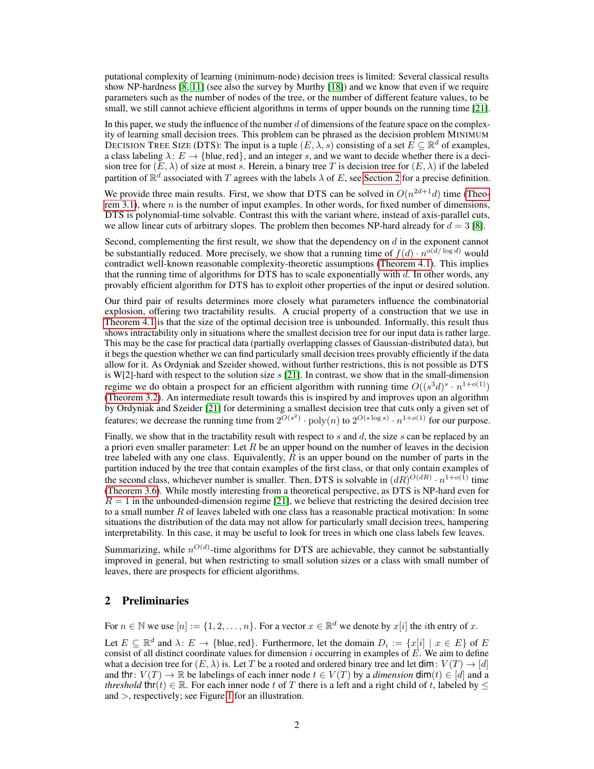putational complexity of learning (minimum-node) decision trees is limited: Several classical results show NP-hardness [8, 11] (see also the survey by Murthy [18]) and we know that even if we require parameters such as the number of nodes of the tree, or the number of different feature values, to be small, we still cannot achieve efficient algorithms in terms of upper bounds on the running time [21].

In this paper, we study the influence of the number $d$ of dimensions of the feature space on the complexity of learning small decision trees. This problem can be phrased as the decision problem MINIMUM DECISION TREE SIZE (DTS): The input is a tuple $(E, \lambda, s)$ consisting of a set $E \subseteq \mathbb{R}^d$ of examples, a class labeling $\lambda \colon E \to \{\text{blue}, \text{red}\}$, and an integer $s$, and we want to decide whether there is a decision tree for $(E, \lambda)$ of size at most $s$. Herein, a binary tree $T$ is decision tree for $(E, \lambda)$ if the labeled partition of $\mathbb{R}^d$ associated with $T$ agrees with the labels $\lambda$ of $E$, see Section 2 for a precise definition.

We provide three main results. First, we show that DTS can be solved in $O(n^{2d+1}d)$ time (Theorem 3.1), where $n$ is the number of input examples. In other words, for fixed number of dimensions, DTS is polynomial-time solvable. Contrast this with the variant where, instead of axis-parallel cuts, we allow linear cuts of arbitrary slopes. The problem then becomes NP-hard already for $d = 3$ [8].

Second, complementing the first result, we show that the dependency on $d$ in the exponent cannot be substantially reduced. More precisely, we show that a running time of $f(d) \cdot n^{o(d/\log d)}$ would contradict well-known reasonable complexity-theoretic assumptions (Theorem 4.1). This implies that the running time of algorithms for DTS has to scale exponentially with $d$. In other words, any provably efficient algorithm for DTS has to exploit other properties of the input or desired solution.

Our third pair of results determines more closely what parameters influence the combinatorial explosion, offering two tractability results. A crucial property of a construction that we use in Theorem 4.1 is that the size of the optimal decision tree is unbounded. Informally, this result thus shows intractability only in situations where the smallest decision tree for our input data is rather large. This may be the case for practical data (partially overlapping classes of Gaussian-distributed data), but it begs the question whether we can find particularly small decision trees provably efficiently if the data allow for it. As Ordyniak and Szeider showed, without further restrictions, this is not possible as DTS is W[2]-hard with respect to the solution size $s$ [21]. In contrast, we show that in the small-dimension regime we do obtain a prospect for an efficient algorithm with running time $O((s^3d)^s \cdot n^{1+o(1)})$ (Theorem 3.2). An intermediate result towards this is inspired by and improves upon an algorithm by Ordyniak and Szeider [21] for determining a smallest decision tree that cuts only a given set of features; we decrease the running time from $2^{O(s^2)} \cdot \text{poly}(n)$ to $2^{O(s \log s)} \cdot n^{1+o(1)}$ for our purpose.

Finally, we show that in the tractability result with respect to $s$ and $d$, the size $s$ can be replaced by an a priori even smaller parameter: Let $R$ be an upper bound on the number of leaves in the decision tree labeled with any one class. Equivalently, $R$ is an upper bound on the number of parts in the partition induced by the tree that contain examples of the first class, or that only contain examples of the second class, whichever number is smaller. Then, DTS is solvable in $(dR)^{O(dR)} \cdot n^{1+o(1)}$ time (Theorem 3.6). While mostly interesting from a theoretical perspective, as DTS is NP-hard even for $R = 1$ in the unbounded-dimension regime [21], we believe that restricting the desired decision tree to a small number $R$ of leaves labeled with one class has a reasonable practical motivation: In some situations the distribution of the data may not allow for particularly small decision trees, hampering interpretability. In this case, it may be useful to look for trees in which one class labels few leaves.

Summarizing, while $n^{O(d)}$-time algorithms for DTS are achievable, they cannot be substantially improved in general, but when restricting to small solution sizes or a class with small number of leaves, there are prospects for efficient algorithms.

## 2 Preliminaries

For $n \in \mathbb{N}$ we use $[n] := \{1, 2, \ldots, n\}$. For a vector $x \in \mathbb{R}^d$ we denote by $x[i]$ the $i$th entry of $x$.

Let $E \subseteq \mathbb{R}^d$ and $\lambda \colon E \to \{\text{blue}, \text{red}\}$. Furthermore, let the domain $D_i := \{x[i] \mid x \in E\}$ of $E$ consist of all distinct coordinate values for dimension $i$ occurring in examples of $E$. We aim to define what a decision tree for $(E, \lambda)$ is. Let $T$ be a rooted and ordered binary tree and let $\mathsf{dim} \colon V(T) \to [d]$ and $\mathsf{thr} \colon V(T) \to \mathbb{R}$ be labelings of each inner node $t \in V(T)$ by a *dimension* $\mathsf{dim}(t) \in [d]$ and a *threshold* $\mathsf{thr}(t) \in \mathbb{R}$. For each inner node $t$ of $T$ there is a left and a right child of $t$, labeled by $\leq$ and $>$, respectively; see Figure 1 for an illustration.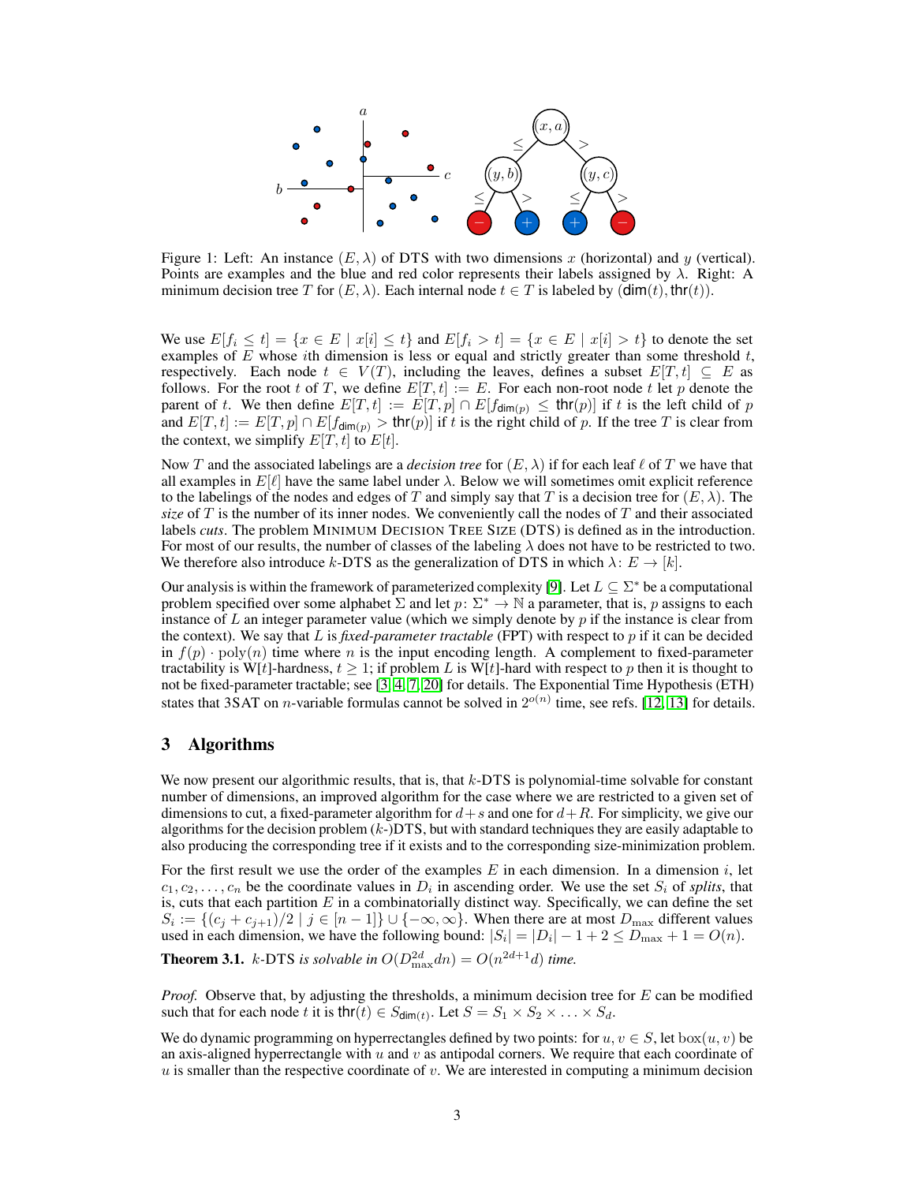Figure 1: Left: An instance $(E, \lambda)$ of DTS with two dimensions $x$ (horizontal) and $y$ (vertical). Points are examples and the blue and red color represents their labels assigned by $\lambda$. Right: A minimum decision tree $T$ for $(E, \lambda)$. Each internal node $t \in T$ is labeled by $(\mathsf{dim}(t), \mathsf{thr}(t))$.

We use $E[f_i \leq t] = \{x \in E \mid x[i] \leq t\}$ and $E[f_i > t] = \{x \in E \mid x[i] > t\}$ to denote the set examples of $E$ whose $i$th dimension is less or equal and strictly greater than some threshold $t$, respectively. Each node $t \in V(T)$, including the leaves, defines a subset $E[T, t] \subseteq E$ as follows. For the root $t$ of $T$, we define $E[T, t] := E$. For each non-root node $t$ let $p$ denote the parent of $t$. We then define $E[T, t] := E[T, p] \cap E[f_{\mathsf{dim}(p)} \leq \mathsf{thr}(p)]$ if $t$ is the left child of $p$ and $E[T, t] := E[T, p] \cap E[f_{\mathsf{dim}(p)} > \mathsf{thr}(p)]$ if $t$ is the right child of $p$. If the tree $T$ is clear from the context, we simplify $E[T, t]$ to $E[t]$.

Now $T$ and the associated labelings are a *decision tree* for $(E, \lambda)$ if for each leaf $\ell$ of $T$ we have that all examples in $E[\ell]$ have the same label under $\lambda$. Below we will sometimes omit explicit reference to the labelings of the nodes and edges of $T$ and simply say that $T$ is a decision tree for $(E, \lambda)$. The *size* of $T$ is the number of its inner nodes. We conveniently call the nodes of $T$ and their associated labels *cuts*. The problem MINIMUM DECISION TREE SIZE (DTS) is defined as in the introduction. For most of our results, the number of classes of the labeling $\lambda$ does not have to be restricted to two. We therefore also introduce $k$-DTS as the generalization of DTS in which $\lambda \colon E \to [k]$.

Our analysis is within the framework of parameterized complexity [9]. Let $L \subseteq \Sigma^*$ be a computational problem specified over some alphabet $\Sigma$ and let $p \colon \Sigma^* \to \mathbb{N}$ a parameter, that is, $p$ assigns to each instance of $L$ an integer parameter value (which we simply denote by $p$ if the instance is clear from the context). We say that $L$ is *fixed-parameter tractable* (FPT) with respect to $p$ if it can be decided in $f(p) \cdot \mathrm{poly}(n)$ time where $n$ is the input encoding length. A complement to fixed-parameter tractability is W[$t$]-hardness, $t \geq 1$; if problem $L$ is W[$t$]-hard with respect to $p$ then it is thought to not be fixed-parameter tractable; see [3, 4, 7, 20] for details. The Exponential Time Hypothesis (ETH) states that 3SAT on $n$-variable formulas cannot be solved in $2^{o(n)}$ time, see refs. [12, 13] for details.

## 3 Algorithms

We now present our algorithmic results, that is, that $k$-DTS is polynomial-time solvable for constant number of dimensions, an improved algorithm for the case where we are restricted to a given set of dimensions to cut, a fixed-parameter algorithm for $d + s$ and one for $d + R$. For simplicity, we give our algorithms for the decision problem ($k$-)DTS, but with standard techniques they are easily adaptable to also producing the corresponding tree if it exists and to the corresponding size-minimization problem.

For the first result we use the order of the examples $E$ in each dimension. In a dimension $i$, let $c_1, c_2, \ldots, c_n$ be the coordinate values in $D_i$ in ascending order. We use the set $S_i$ of *splits*, that is, cuts that each partition $E$ in a combinatorially distinct way. Specifically, we can define the set $S_i := \{(c_j + c_{j+1})/2 \mid j \in [n-1]\} \cup \{-\infty, \infty\}$. When there are at most $D_{\max}$ different values used in each dimension, we have the following bound: $|S_i| = |D_i| - 1 + 2 \leq D_{\max} + 1 = O(n)$.

**Theorem 3.1.** *$k$-DTS is solvable in $O(D_{\max}^{2d} dn) = O(n^{2d+1} d)$ time.*

*Proof.* Observe that, by adjusting the thresholds, a minimum decision tree for $E$ can be modified such that for each node $t$ it is $\mathsf{thr}(t) \in S_{\mathsf{dim}(t)}$. Let $S = S_1 \times S_2 \times \ldots \times S_d$.

We do dynamic programming on hyperrectangles defined by two points: for $u, v \in S$, let $\mathrm{box}(u, v)$ be an axis-aligned hyperrectangle with $u$ and $v$ as antipodal corners. We require that each coordinate of $u$ is smaller than the respective coordinate of $v$. We are interested in computing a minimum decision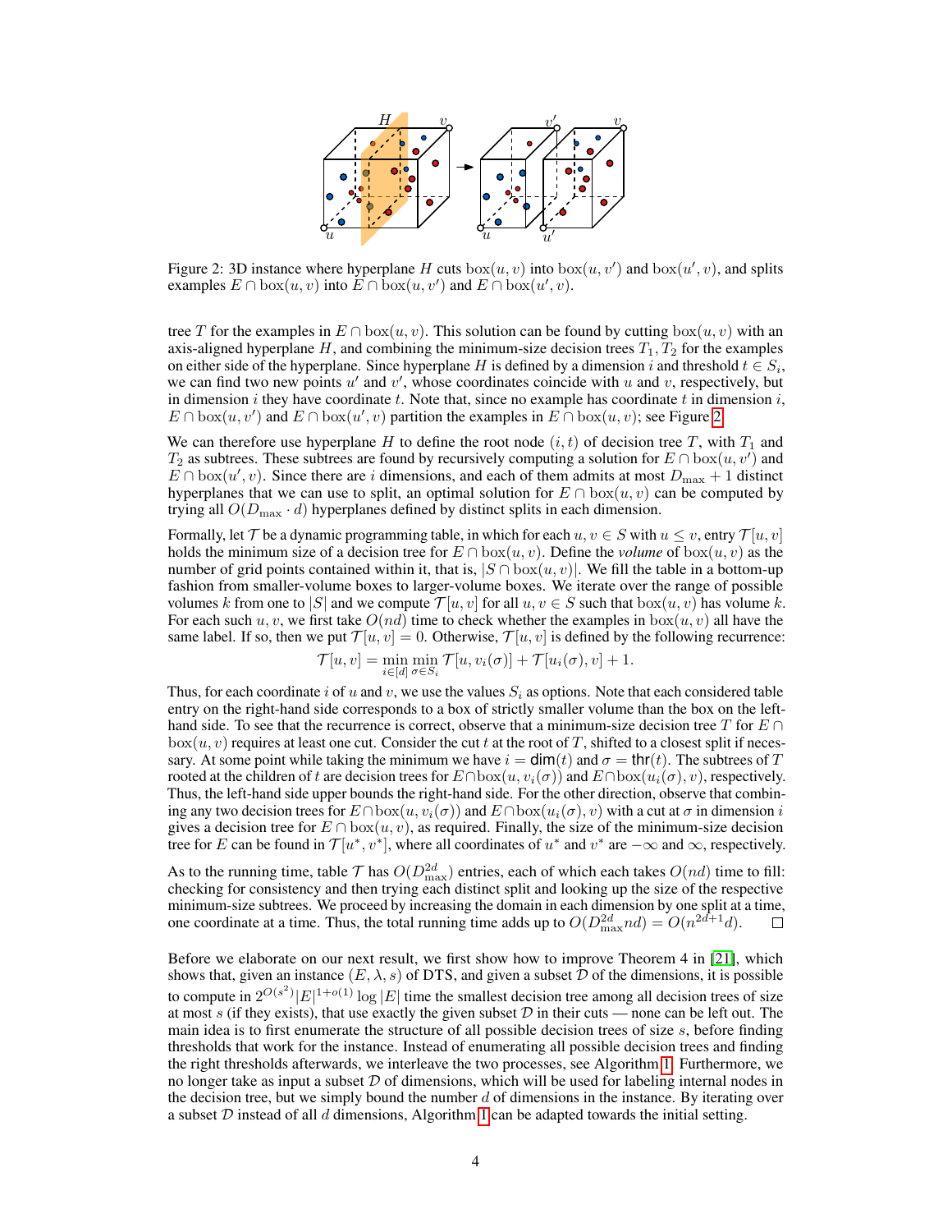Figure 2: 3D instance where hyperplane $H$ cuts $\text{box}(u, v)$ into $\text{box}(u, v')$ and $\text{box}(u', v)$, and splits examples $E \cap \text{box}(u, v)$ into $E \cap \text{box}(u, v')$ and $E \cap \text{box}(u', v)$.

tree $T$ for the examples in $E \cap \text{box}(u, v)$. This solution can be found by cutting $\text{box}(u, v)$ with an axis-aligned hyperplane $H$, and combining the minimum-size decision trees $T_1, T_2$ for the examples on either side of the hyperplane. Since hyperplane $H$ is defined by a dimension $i$ and threshold $t \in S_i$, we can find two new points $u'$ and $v'$, whose coordinates coincide with $u$ and $v$, respectively, but in dimension $i$ they have coordinate $t$. Note that, since no example has coordinate $t$ in dimension $i$, $E \cap \text{box}(u, v')$ and $E \cap \text{box}(u', v)$ partition the examples in $E \cap \text{box}(u, v)$; see Figure 2.

We can therefore use hyperplane $H$ to define the root node $(i, t)$ of decision tree $T$, with $T_1$ and $T_2$ as subtrees. These subtrees are found by recursively computing a solution for $E \cap \text{box}(u, v')$ and $E \cap \text{box}(u', v)$. Since there are $i$ dimensions, and each of them admits at most $D_{\max} + 1$ distinct hyperplanes that we can use to split, an optimal solution for $E \cap \text{box}(u, v)$ can be computed by trying all $O(D_{\max} \cdot d)$ hyperplanes defined by distinct splits in each dimension.

Formally, let $\mathcal{T}$ be a dynamic programming table, in which for each $u, v \in S$ with $u \leq v$, entry $\mathcal{T}[u, v]$ holds the minimum size of a decision tree for $E \cap \text{box}(u, v)$. Define the ***volume*** of $\text{box}(u, v)$ as the number of grid points contained within it, that is, $|S \cap \text{box}(u, v)|$. We fill the table in a bottom-up fashion from smaller-volume boxes to larger-volume boxes. We iterate over the range of possible volumes $k$ from one to $|S|$ and we compute $\mathcal{T}[u, v]$ for all $u, v \in S$ such that $\text{box}(u, v)$ has volume $k$. For each such $u, v$, we first take $O(nd)$ time to check whether the examples in $\text{box}(u, v)$ all have the same label. If so, then we put $\mathcal{T}[u, v] = 0$. Otherwise, $\mathcal{T}[u, v]$ is defined by the following recurrence:

$$\mathcal{T}[u, v] = \min_{i \in [d]} \min_{\sigma \in S_i} \mathcal{T}[u, v_i(\sigma)] + \mathcal{T}[u_i(\sigma), v] + 1.$$

Thus, for each coordinate $i$ of $u$ and $v$, we use the values $S_i$ as options. Note that each considered table entry on the right-hand side corresponds to a box of strictly smaller volume than the box on the left-hand side. To see that the recurrence is correct, observe that a minimum-size decision tree $T$ for $E \cap \text{box}(u, v)$ requires at least one cut. Consider the cut $t$ at the root of $T$, shifted to a closest split if necessary. At some point while taking the minimum we have $i = \mathsf{dim}(t)$ and $\sigma = \mathsf{thr}(t)$. The subtrees of $T$ rooted at the children of $t$ are decision trees for $E \cap \text{box}(u, v_i(\sigma))$ and $E \cap \text{box}(u_i(\sigma), v)$, respectively. Thus, the left-hand side upper bounds the right-hand side. For the other direction, observe that combining any two decision trees for $E \cap \text{box}(u, v_i(\sigma))$ and $E \cap \text{box}(u_i(\sigma), v)$ with a cut at $\sigma$ in dimension $i$ gives a decision tree for $E \cap \text{box}(u, v)$, as required. Finally, the size of the minimum-size decision tree for $E$ can be found in $\mathcal{T}[u^*, v^*]$, where all coordinates of $u^*$ and $v^*$ are $-\infty$ and $\infty$, respectively.

As to the running time, table $\mathcal{T}$ has $O(D_{\max}^{2d})$ entries, each of which each takes $O(nd)$ time to fill: checking for consistency and then trying each distinct split and looking up the size of the respective minimum-size subtrees. We proceed by increasing the domain in each dimension by one split at a time, one coordinate at a time. Thus, the total running time adds up to $O(D_{\max}^{2d} nd) = O(n^{2d+1} d)$. $\square$

Before we elaborate on our next result, we first show how to improve Theorem 4 in [21], which shows that, given an instance $(E, \lambda, s)$ of DTS, and given a subset $\mathcal{D}$ of the dimensions, it is possible to compute in $2^{O(s^2)} |E|^{1+o(1)} \log |E|$ time the smallest decision tree among all decision trees of size at most $s$ (if they exists), that use exactly the given subset $\mathcal{D}$ in their cuts — none can be left out. The main idea is to first enumerate the structure of all possible decision trees of size $s$, before finding thresholds that work for the instance. Instead of enumerating all possible decision trees and finding the right thresholds afterwards, we interleave the two processes, see Algorithm 1. Furthermore, we no longer take as input a subset $\mathcal{D}$ of dimensions, which will be used for labeling internal nodes in the decision tree, but we simply bound the number $d$ of dimensions in the instance. By iterating over a subset $\mathcal{D}$ instead of all $d$ dimensions, Algorithm 1 can be adapted towards the initial setting.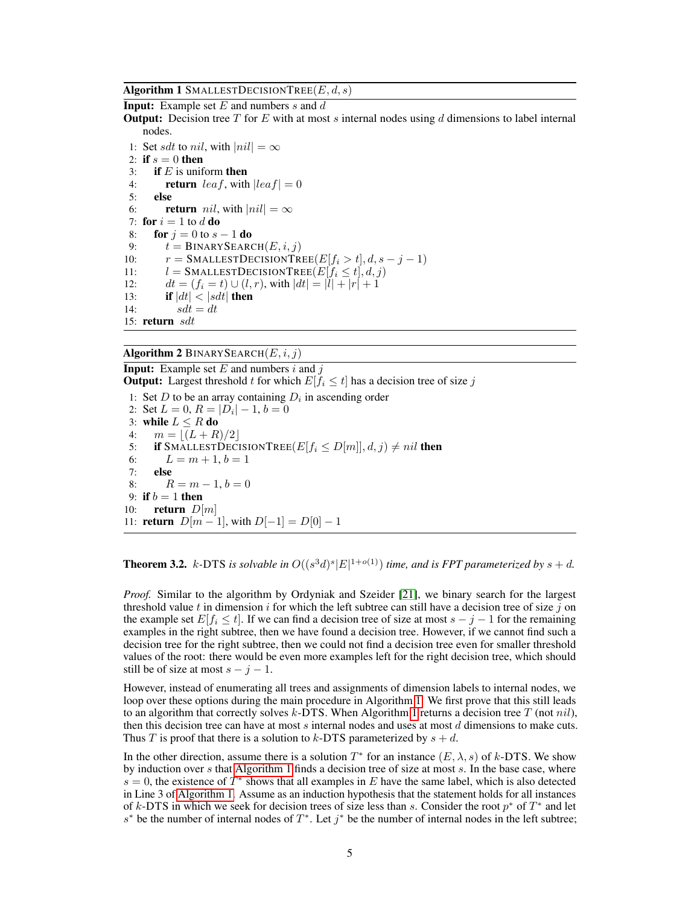**Algorithm 1** SMALLESTDECISIONTREE($E, d, s$)

**Input:** Example set $E$ and numbers $s$ and $d$

**Output:** Decision tree $T$ for $E$ with at most $s$ internal nodes using $d$ dimensions to label internal nodes.

```
1: Set sdt to nil, with |nil| = ∞
2: if s = 0 then
3:    if E is uniform then
4:       return leaf, with |leaf| = 0
5:    else
6:       return nil, with |nil| = ∞
7: for i = 1 to d do
8:    for j = 0 to s − 1 do
9:       t = BINARYSEARCH(E, i, j)
10:      r = SMALLESTDECISIONTREE(E[f_i > t], d, s − j − 1)
11:      l = SMALLESTDECISIONTREE(E[f_i ≤ t], d, j)
12:      dt = (f_i = t) ∪ (l, r), with |dt| = |l| + |r| + 1
13:      if |dt| < |sdt| then
14:         sdt = dt
15: return sdt
```

**Algorithm 2** BINARYSEARCH($E, i, j$)

**Input:** Example set $E$ and numbers $i$ and $j$

**Output:** Largest threshold $t$ for which $E[f_i \leq t]$ has a decision tree of size $j$

```
1: Set D to be an array containing D_i in ascending order
2: Set L = 0, R = |D_i| − 1, b = 0
3: while L ≤ R do
4:    m = ⌊(L + R)/2⌋
5:    if SMALLESTDECISIONTREE(E[f_i ≤ D[m]], d, j) ≠ nil then
6:       L = m + 1, b = 1
7:    else
8:       R = m − 1, b = 0
9: if b = 1 then
10:   return D[m]
11: return D[m − 1], with D[−1] = D[0] − 1
```

**Theorem 3.2.** *$k$-DTS is solvable in $O((s^3 d)^s |E|^{1+o(1)})$ time, and is FPT parameterized by $s + d$.*

*Proof.* Similar to the algorithm by Ordyniak and Szeider [21], we binary search for the largest threshold value $t$ in dimension $i$ for which the left subtree can still have a decision tree of size $j$ on the example set $E[f_i \leq t]$. If we can find a decision tree of size at most $s - j - 1$ for the remaining examples in the right subtree, then we have found a decision tree. However, if we cannot find such a decision tree for the right subtree, then we could not find a decision tree even for smaller threshold values of the root: there would be even more examples left for the right decision tree, which should still be of size at most $s - j - 1$.

However, instead of enumerating all trees and assignments of dimension labels to internal nodes, we loop over these options during the main procedure in Algorithm 1. We first prove that this still leads to an algorithm that correctly solves $k$-DTS. When Algorithm 1 returns a decision tree $T$ (not $nil$), then this decision tree can have at most $s$ internal nodes and uses at most $d$ dimensions to make cuts. Thus $T$ is proof that there is a solution to $k$-DTS parameterized by $s + d$.

In the other direction, assume there is a solution $T^*$ for an instance $(E, \lambda, s)$ of $k$-DTS. We show by induction over $s$ that Algorithm 1 finds a decision tree of size at most $s$. In the base case, where $s = 0$, the existence of $T^*$ shows that all examples in $E$ have the same label, which is also detected in Line 3 of Algorithm 1. Assume as an induction hypothesis that the statement holds for all instances of $k$-DTS in which we seek for decision trees of size less than $s$. Consider the root $p^*$ of $T^*$ and let $s^*$ be the number of internal nodes of $T^*$. Let $j^*$ be the number of internal nodes in the left subtree;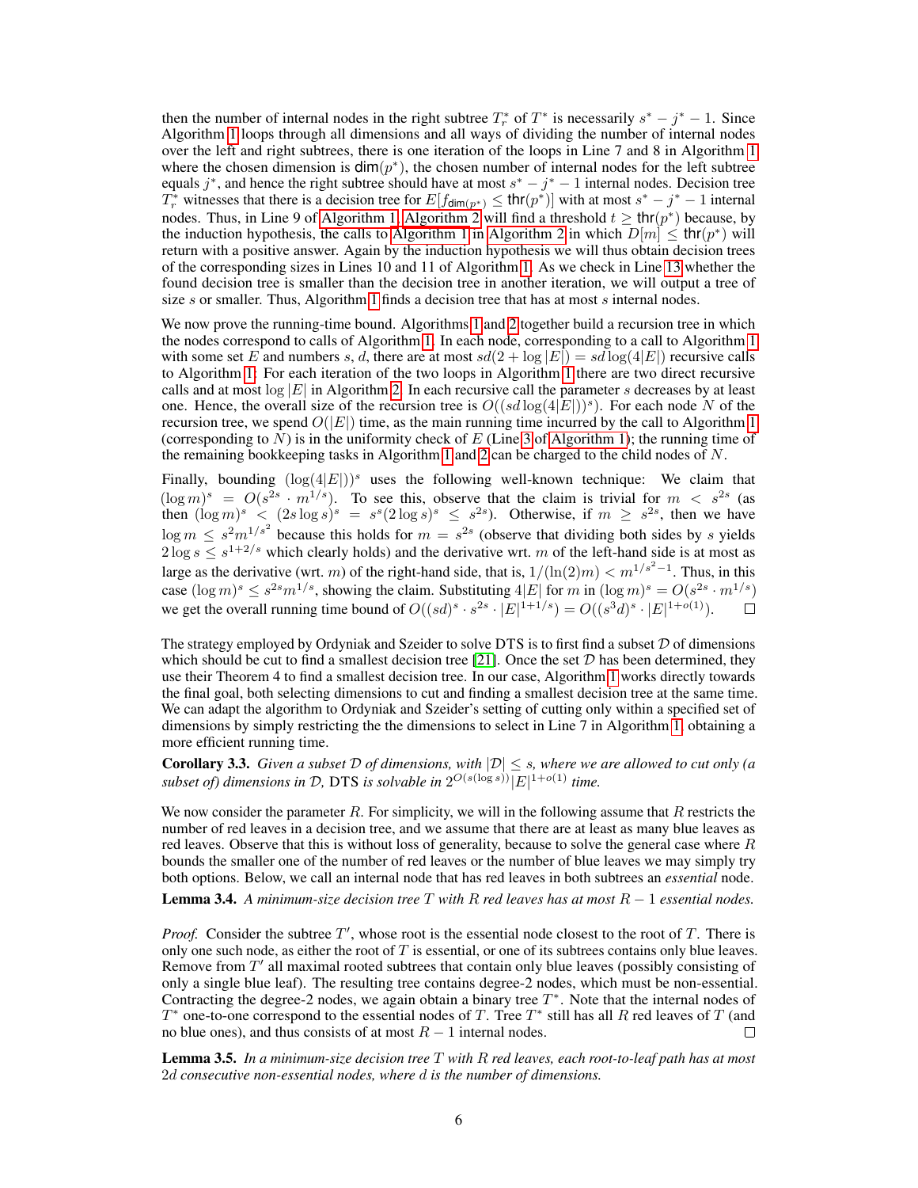then the number of internal nodes in the right subtree $T_r^*$ of $T^*$ is necessarily $s^* - j^* - 1$. Since Algorithm 1 loops through all dimensions and all ways of dividing the number of internal nodes over the left and right subtrees, there is one iteration of the loops in Line 7 and 8 in Algorithm 1 where the chosen dimension is $\mathsf{dim}(p^*)$, the chosen number of internal nodes for the left subtree equals $j^*$, and hence the right subtree should have at most $s^* - j^* - 1$ internal nodes. Decision tree $T_r^*$ witnesses that there is a decision tree for $E[f_{\mathsf{dim}(p^*)} \leq \mathsf{thr}(p^*)]$ with at most $s^* - j^* - 1$ internal nodes. Thus, in Line 9 of Algorithm 1, Algorithm 2 will find a threshold $t \geq \mathsf{thr}(p^*)$ because, by the induction hypothesis, the calls to Algorithm 1 in Algorithm 2 in which $D[m] \leq \mathsf{thr}(p^*)$ will return with a positive answer. Again by the induction hypothesis we will thus obtain decision trees of the corresponding sizes in Lines 10 and 11 of Algorithm 1. As we check in Line 13 whether the found decision tree is smaller than the decision tree in another iteration, we will output a tree of size $s$ or smaller. Thus, Algorithm 1 finds a decision tree that has at most $s$ internal nodes.

We now prove the running-time bound. Algorithms 1 and 2 together build a recursion tree in which the nodes correspond to calls of Algorithm 1. In each node, corresponding to a call to Algorithm 1 with some set $E$ and numbers $s$, $d$, there are at most $sd(2 + \log |E|) = sd \log(4|E|)$ recursive calls to Algorithm 1: For each iteration of the two loops in Algorithm 1 there are two direct recursive calls and at most $\log |E|$ in Algorithm 2. In each recursive call the parameter $s$ decreases by at least one. Hence, the overall size of the recursion tree is $O((sd \log(4|E|))^s)$. For each node $N$ of the recursion tree, we spend $O(|E|)$ time, as the main running time incurred by the call to Algorithm 1 (corresponding to $N$) is in the uniformity check of $E$ (Line 3 of Algorithm 1); the running time of the remaining bookkeeping tasks in Algorithm 1 and 2 can be charged to the child nodes of $N$.

Finally, bounding $(\log(4|E|))^s$ uses the following well-known technique: We claim that $(\log m)^s = O(s^{2s} \cdot m^{1/s})$. To see this, observe that the claim is trivial for $m < s^{2s}$ (as then $(\log m)^s < (2s \log s)^s = s^s(2 \log s)^s \leq s^{2s}$). Otherwise, if $m \geq s^{2s}$, then we have $\log m \leq s^2 m^{1/s^2}$ because this holds for $m = s^{2s}$ (observe that dividing both sides by $s$ yields $2 \log s \leq s^{1+2/s}$ which clearly holds) and the derivative wrt. $m$ of the left-hand side is at most as large as the derivative (wrt. $m$) of the right-hand side, that is, $1/(\ln(2)m) < m^{1/s^2 - 1}$. Thus, in this case $(\log m)^s \leq s^{2s} m^{1/s}$, showing the claim. Substituting $4|E|$ for $m$ in $(\log m)^s = O(s^{2s} \cdot m^{1/s})$ we get the overall running time bound of $O((sd)^s \cdot s^{2s} \cdot |E|^{1+1/s}) = O((s^3 d)^s \cdot |E|^{1+o(1)})$. ☐

The strategy employed by Ordyniak and Szeider to solve DTS is to first find a subset $\mathcal{D}$ of dimensions which should be cut to find a smallest decision tree [21]. Once the set $\mathcal{D}$ has been determined, they use their Theorem 4 to find a smallest decision tree. In our case, Algorithm 1 works directly towards the final goal, both selecting dimensions to cut and finding a smallest decision tree at the same time. We can adapt the algorithm to Ordyniak and Szeider's setting of cutting only within a specified set of dimensions by simply restricting the the dimensions to select in Line 7 in Algorithm 1, obtaining a more efficient running time.

**Corollary 3.3.** *Given a subset $\mathcal{D}$ of dimensions, with $|\mathcal{D}| \leq s$, where we are allowed to cut only (a subset of) dimensions in $\mathcal{D}$,* DTS *is solvable in $2^{O(s(\log s))}|E|^{1+o(1)}$ time.*

We now consider the parameter $R$. For simplicity, we will in the following assume that $R$ restricts the number of red leaves in a decision tree, and we assume that there are at least as many blue leaves as red leaves. Observe that this is without loss of generality, because to solve the general case where $R$ bounds the smaller one of the number of red leaves or the number of blue leaves we may simply try both options. Below, we call an internal node that has red leaves in both subtrees an *essential* node.

**Lemma 3.4.** *A minimum-size decision tree $T$ with $R$ red leaves has at most $R - 1$ essential nodes.*

*Proof.* Consider the subtree $T'$, whose root is the essential node closest to the root of $T$. There is only one such node, as either the root of $T$ is essential, or one of its subtrees contains only blue leaves. Remove from $T'$ all maximal rooted subtrees that contain only blue leaves (possibly consisting of only a single blue leaf). The resulting tree contains degree-2 nodes, which must be non-essential. Contracting the degree-2 nodes, we again obtain a binary tree $T^*$. Note that the internal nodes of $T^*$ one-to-one correspond to the essential nodes of $T$. Tree $T^*$ still has all $R$ red leaves of $T$ (and no blue ones), and thus consists of at most $R - 1$ internal nodes. ☐

**Lemma 3.5.** *In a minimum-size decision tree $T$ with $R$ red leaves, each root-to-leaf path has at most $2d$ consecutive non-essential nodes, where $d$ is the number of dimensions.*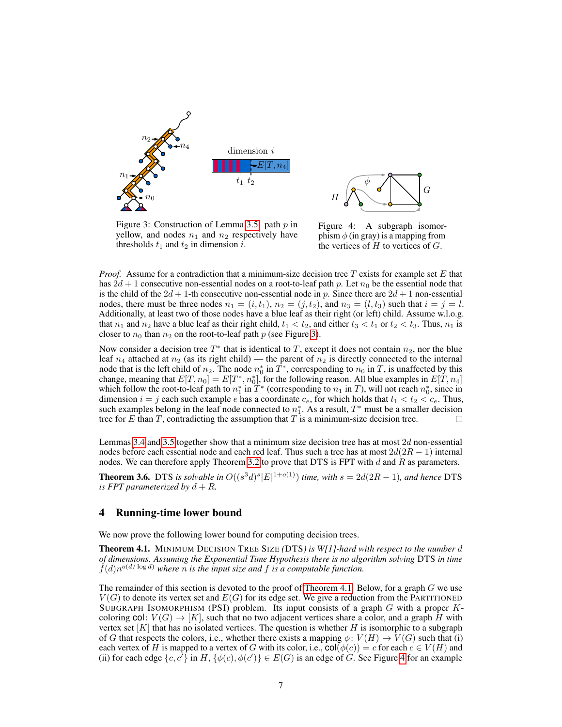Figure 3: Construction of Lemma 3.5: path $p$ in yellow, and nodes $n_1$ and $n_2$ respectively have thresholds $t_1$ and $t_2$ in dimension $i$.

Figure 4: A subgraph isomorphism $\phi$ (in gray) is a mapping from the vertices of $H$ to vertices of $G$.

*Proof.* Assume for a contradiction that a minimum-size decision tree $T$ exists for example set $E$ that has $2d + 1$ consecutive non-essential nodes on a root-to-leaf path $p$. Let $n_0$ be the essential node that is the child of the $2d+1$-th consecutive non-essential node in $p$. Since there are $2d + 1$ non-essential nodes, there must be three nodes $n_1 = (i, t_1)$, $n_2 = (j, t_2)$, and $n_3 = (l, t_3)$ such that $i = j = l$. Additionally, at least two of those nodes have a blue leaf as their right (or left) child. Assume w.l.o.g. that $n_1$ and $n_2$ have a blue leaf as their right child, $t_1 < t_2$, and either $t_3 < t_1$ or $t_2 < t_3$. Thus, $n_1$ is closer to $n_0$ than $n_2$ on the root-to-leaf path $p$ (see Figure 3).

Now consider a decision tree $T^*$ that is identical to $T$, except it does not contain $n_2$, nor the blue leaf $n_4$ attached at $n_2$ (as its right child) — the parent of $n_2$ is directly connected to the internal node that is the left child of $n_2$. The node $n_0^*$ in $T^*$, corresponding to $n_0$ in $T$, is unaffected by this change, meaning that $E[T, n_0] = E[T^*, n_0^*]$, for the following reason. All blue examples in $E[T, n_4]$ which follow the root-to-leaf path to $n_1^*$ in $T^*$ (corresponding to $n_1$ in $T$), will not reach $n_0^*$, since in dimension $i = j$ each such example $e$ has a coordinate $c_e$, for which holds that $t_1 < t_2 < c_e$. Thus, such examples belong in the leaf node connected to $n_1^*$. As a result, $T^*$ must be a smaller decision tree for $E$ than $T$, contradicting the assumption that $T$ is a minimum-size decision tree. □

Lemmas 3.4 and 3.5 together show that a minimum size decision tree has at most $2d$ non-essential nodes before each essential node and each red leaf. Thus such a tree has at most $2d(2R - 1)$ internal nodes. We can therefore apply Theorem 3.2 to prove that DTS is FPT with $d$ and $R$ as parameters.

**Theorem 3.6.** *DTS is solvable in $O((s^3 d)^s |E|^{1+o(1)})$ time, with $s = 2d(2R - 1)$, and hence DTS is FPT parameterized by $d + R$.*

## 4 Running-time lower bound

We now prove the following lower bound for computing decision trees.

**Theorem 4.1.** *MINIMUM DECISION TREE SIZE (DTS) is W[1]-hard with respect to the number $d$ of dimensions. Assuming the Exponential Time Hypothesis there is no algorithm solving DTS in time $f(d)n^{o(d/\log d)}$ where $n$ is the input size and $f$ is a computable function.*

The remainder of this section is devoted to the proof of Theorem 4.1. Below, for a graph $G$ we use $V(G)$ to denote its vertex set and $E(G)$ for its edge set. We give a reduction from the PARTITIONED SUBGRAPH ISOMORPHISM (PSI) problem. Its input consists of a graph $G$ with a proper $K$-coloring $\mathsf{col}\colon V(G) \to [K]$, such that no two adjacent vertices share a color, and a graph $H$ with vertex set $[K]$ that has no isolated vertices. The question is whether $H$ is isomorphic to a subgraph of $G$ that respects the colors, i.e., whether there exists a mapping $\phi\colon V(H) \to V(G)$ such that (i) each vertex of $H$ is mapped to a vertex of $G$ with its color, i.e., $\mathsf{col}(\phi(c)) = c$ for each $c \in V(H)$ and (ii) for each edge $\{c, c'\}$ in $H$, $\{\phi(c), \phi(c')\} \in E(G)$ is an edge of $G$. See Figure 4 for an example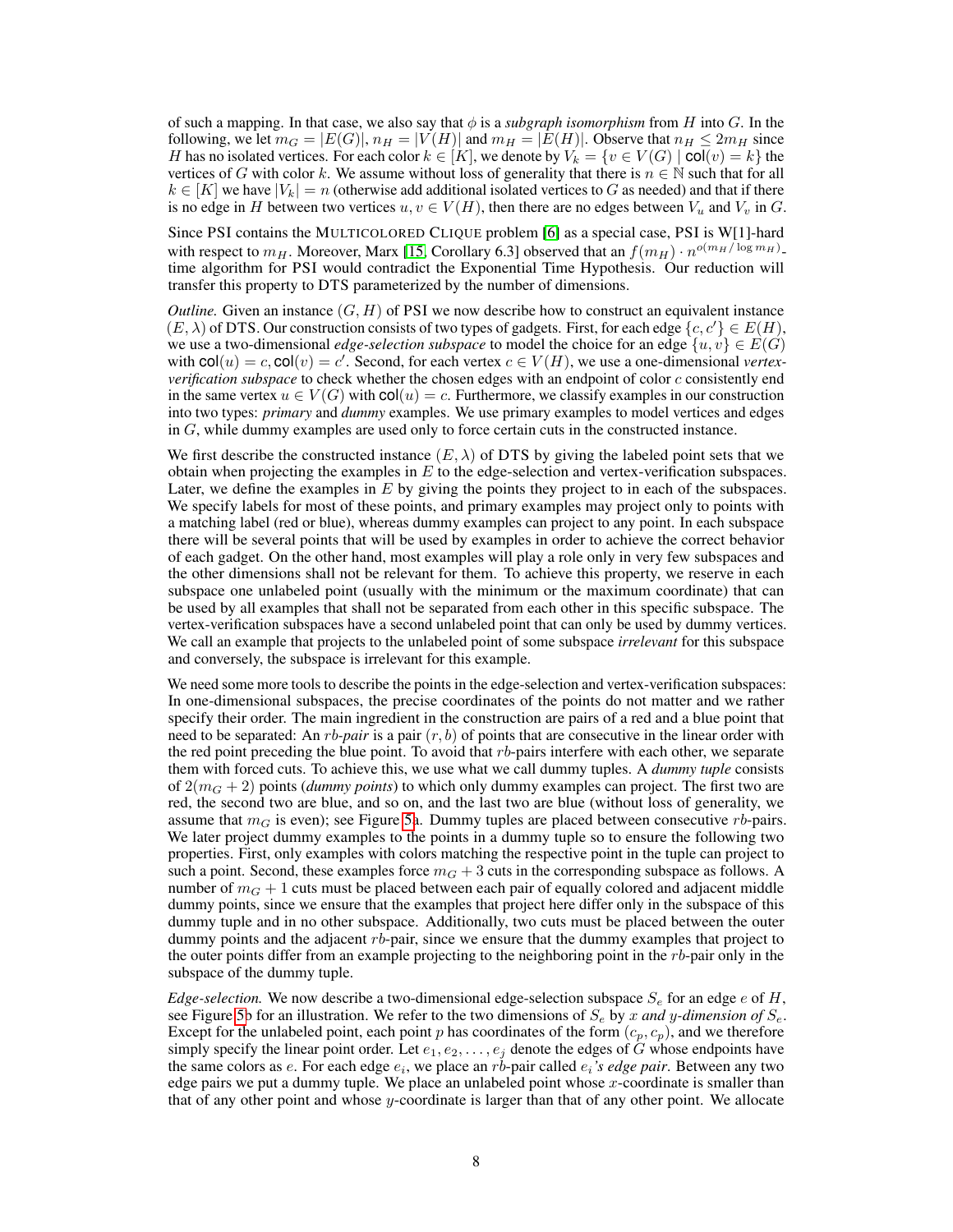of such a mapping. In that case, we also say that $\phi$ is a *subgraph isomorphism* from $H$ into $G$. In the following, we let $m_G = |E(G)|$, $n_H = |V(H)|$ and $m_H = |E(H)|$. Observe that $n_H \leq 2m_H$ since $H$ has no isolated vertices. For each color $k \in [K]$, we denote by $V_k = \{v \in V(G) \mid \mathsf{col}(v) = k\}$ the vertices of $G$ with color $k$. We assume without loss of generality that there is $n \in \mathbb{N}$ such that for all $k \in [K]$ we have $|V_k| = n$ (otherwise add additional isolated vertices to $G$ as needed) and that if there is no edge in $H$ between two vertices $u, v \in V(H)$, then there are no edges between $V_u$ and $V_v$ in $G$.

Since PSI contains the MULTICOLORED CLIQUE problem [6] as a special case, PSI is W[1]-hard with respect to $m_H$. Moreover, Marx [15, Corollary 6.3] observed that an $f(m_H) \cdot n^{o(m_H/\log m_H)}$-time algorithm for PSI would contradict the Exponential Time Hypothesis. Our reduction will transfer this property to DTS parameterized by the number of dimensions.

*Outline.* Given an instance $(G, H)$ of PSI we now describe how to construct an equivalent instance $(E, \lambda)$ of DTS. Our construction consists of two types of gadgets. First, for each edge $\{c, c'\} \in E(H)$, we use a two-dimensional *edge-selection subspace* to model the choice for an edge $\{u, v\} \in E(G)$ with $\mathsf{col}(u) = c, \mathsf{col}(v) = c'$. Second, for each vertex $c \in V(H)$, we use a one-dimensional *vertex-verification subspace* to check whether the chosen edges with an endpoint of color $c$ consistently end in the same vertex $u \in V(G)$ with $\mathsf{col}(u) = c$. Furthermore, we classify examples in our construction into two types: *primary* and *dummy* examples. We use primary examples to model vertices and edges in $G$, while dummy examples are used only to force certain cuts in the constructed instance.

We first describe the constructed instance $(E, \lambda)$ of DTS by giving the labeled point sets that we obtain when projecting the examples in $E$ to the edge-selection and vertex-verification subspaces. Later, we define the examples in $E$ by giving the points they project to in each of the subspaces. We specify labels for most of these points, and primary examples may project only to points with a matching label (red or blue), whereas dummy examples can project to any point. In each subspace there will be several points that will be used by examples in order to achieve the correct behavior of each gadget. On the other hand, most examples will play a role only in very few subspaces and the other dimensions shall not be relevant for them. To achieve this property, we reserve in each subspace one unlabeled point (usually with the minimum or the maximum coordinate) that can be used by all examples that shall not be separated from each other in this specific subspace. The vertex-verification subspaces have a second unlabeled point that can only be used by dummy vertices. We call an example that projects to the unlabeled point of some subspace *irrelevant* for this subspace and conversely, the subspace is irrelevant for this example.

We need some more tools to describe the points in the edge-selection and vertex-verification subspaces: In one-dimensional subspaces, the precise coordinates of the points do not matter and we rather specify their order. The main ingredient in the construction are pairs of a red and a blue point that need to be separated: An *rb-pair* is a pair $(r, b)$ of points that are consecutive in the linear order with the red point preceding the blue point. To avoid that $rb$-pairs interfere with each other, we separate them with forced cuts. To achieve this, we use what we call dummy tuples. A *dummy tuple* consists of $2(m_G + 2)$ points (*dummy points*) to which only dummy examples can project. The first two are red, the second two are blue, and so on, and the last two are blue (without loss of generality, we assume that $m_G$ is even); see Figure 5a. Dummy tuples are placed between consecutive $rb$-pairs. We later project dummy examples to the points in a dummy tuple so to ensure the following two properties. First, only examples with colors matching the respective point in the tuple can project to such a point. Second, these examples force $m_G + 3$ cuts in the corresponding subspace as follows. A number of $m_G + 1$ cuts must be placed between each pair of equally colored and adjacent middle dummy points, since we ensure that the examples that project here differ only in the subspace of this dummy tuple and in no other subspace. Additionally, two cuts must be placed between the outer dummy points and the adjacent $rb$-pair, since we ensure that the dummy examples that project to the outer points differ from an example projecting to the neighboring point in the $rb$-pair only in the subspace of the dummy tuple.

*Edge-selection.* We now describe a two-dimensional edge-selection subspace $S_e$ for an edge $e$ of $H$, see Figure 5b for an illustration. We refer to the two dimensions of $S_e$ by *$x$ and $y$-dimension of $S_e$*. Except for the unlabeled point, each point $p$ has coordinates of the form $(c_p, c_p)$, and we therefore simply specify the linear point order. Let $e_1, e_2, \ldots, e_j$ denote the edges of $G$ whose endpoints have the same colors as $e$. For each edge $e_i$, we place an $rb$-pair called *$e_i$'s edge pair*. Between any two edge pairs we put a dummy tuple. We place an unlabeled point whose $x$-coordinate is smaller than that of any other point and whose $y$-coordinate is larger than that of any other point. We allocate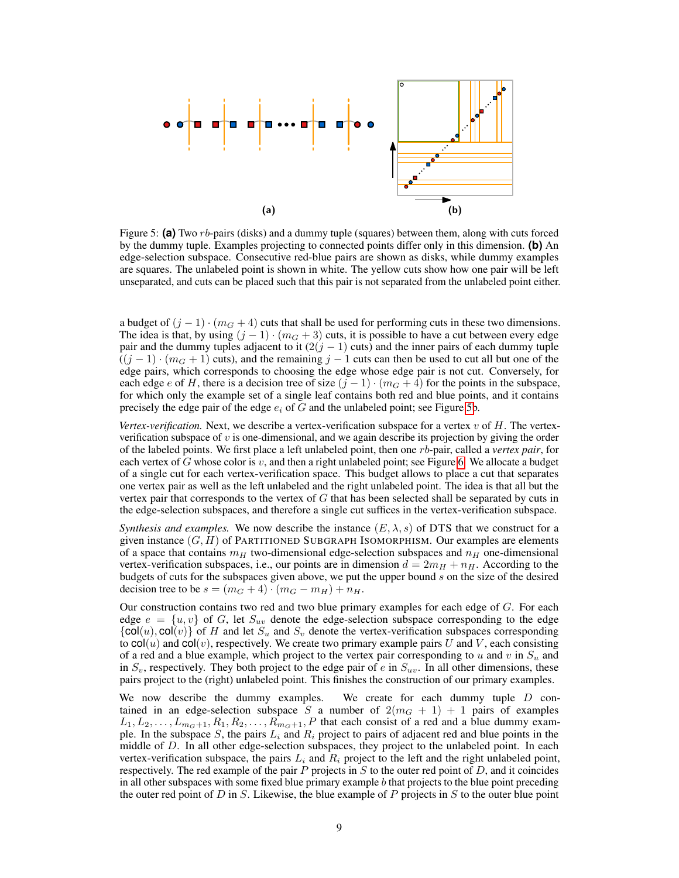Figure 5: **(a)** Two $rb$-pairs (disks) and a dummy tuple (squares) between them, along with cuts forced by the dummy tuple. Examples projecting to connected points differ only in this dimension. **(b)** An edge-selection subspace. Consecutive red-blue pairs are shown as disks, while dummy examples are squares. The unlabeled point is shown in white. The yellow cuts show how one pair will be left unseparated, and cuts can be placed such that this pair is not separated from the unlabeled point either.

a budget of $(j-1) \cdot (m_G + 4)$ cuts that shall be used for performing cuts in these two dimensions. The idea is that, by using $(j-1) \cdot (m_G + 3)$ cuts, it is possible to have a cut between every edge pair and the dummy tuples adjacent to it ($2(j-1)$ cuts) and the inner pairs of each dummy tuple ($(j-1) \cdot (m_G+1)$ cuts), and the remaining $j-1$ cuts can then be used to cut all but one of the edge pairs, which corresponds to choosing the edge whose edge pair is not cut. Conversely, for each edge $e$ of $H$, there is a decision tree of size $(j-1) \cdot (m_G + 4)$ for the points in the subspace, for which only the example set of a single leaf contains both red and blue points, and it contains precisely the edge pair of the edge $e_i$ of $G$ and the unlabeled point; see Figure 5b.

*Vertex-verification.* Next, we describe a vertex-verification subspace for a vertex $v$ of $H$. The vertex-verification subspace of $v$ is one-dimensional, and we again describe its projection by giving the order of the labeled points. We first place a left unlabeled point, then one $rb$-pair, called a *vertex pair*, for each vertex of $G$ whose color is $v$, and then a right unlabeled point; see Figure 6. We allocate a budget of a single cut for each vertex-verification space. This budget allows to place a cut that separates one vertex pair as well as the left unlabeled and the right unlabeled point. The idea is that all but the vertex pair that corresponds to the vertex of $G$ that has been selected shall be separated by cuts in the edge-selection subspaces, and therefore a single cut suffices in the vertex-verification subspace.

*Synthesis and examples.* We now describe the instance $(E, \lambda, s)$ of DTS that we construct for a given instance $(G, H)$ of PARTITIONED SUBGRAPH ISOMORPHISM. Our examples are elements of a space that contains $m_H$ two-dimensional edge-selection subspaces and $n_H$ one-dimensional vertex-verification subspaces, i.e., our points are in dimension $d = 2m_H + n_H$. According to the budgets of cuts for the subspaces given above, we put the upper bound $s$ on the size of the desired decision tree to be $s = (m_G + 4) \cdot (m_G - m_H) + n_H$.

Our construction contains two red and two blue primary examples for each edge of $G$. For each edge $e = \{u, v\}$ of $G$, let $S_{uv}$ denote the edge-selection subspace corresponding to the edge $\{\mathsf{col}(u), \mathsf{col}(v)\}$ of $H$ and let $S_u$ and $S_v$ denote the vertex-verification subspaces corresponding to $\mathsf{col}(u)$ and $\mathsf{col}(v)$, respectively. We create two primary example pairs $U$ and $V$, each consisting of a red and a blue example, which project to the vertex pair corresponding to $u$ and $v$ in $S_u$ and in $S_v$, respectively. They both project to the edge pair of $e$ in $S_{uv}$. In all other dimensions, these pairs project to the (right) unlabeled point. This finishes the construction of our primary examples.

We now describe the dummy examples. We create for each dummy tuple $D$ contained in an edge-selection subspace $S$ a number of $2(m_G + 1) + 1$ pairs of examples $L_1, L_2, \ldots, L_{m_G+1}, R_1, R_2, \ldots, R_{m_G+1}, P$ that each consist of a red and a blue dummy example. In the subspace $S$, the pairs $L_i$ and $R_i$ project to pairs of adjacent red and blue points in the middle of $D$. In all other edge-selection subspaces, they project to the unlabeled point. In each vertex-verification subspace, the pairs $L_i$ and $R_i$ project to the left and the right unlabeled point, respectively. The red example of the pair $P$ projects in $S$ to the outer red point of $D$, and it coincides in all other subspaces with some fixed blue primary example $b$ that projects to the blue point preceding the outer red point of $D$ in $S$. Likewise, the blue example of $P$ projects in $S$ to the outer blue point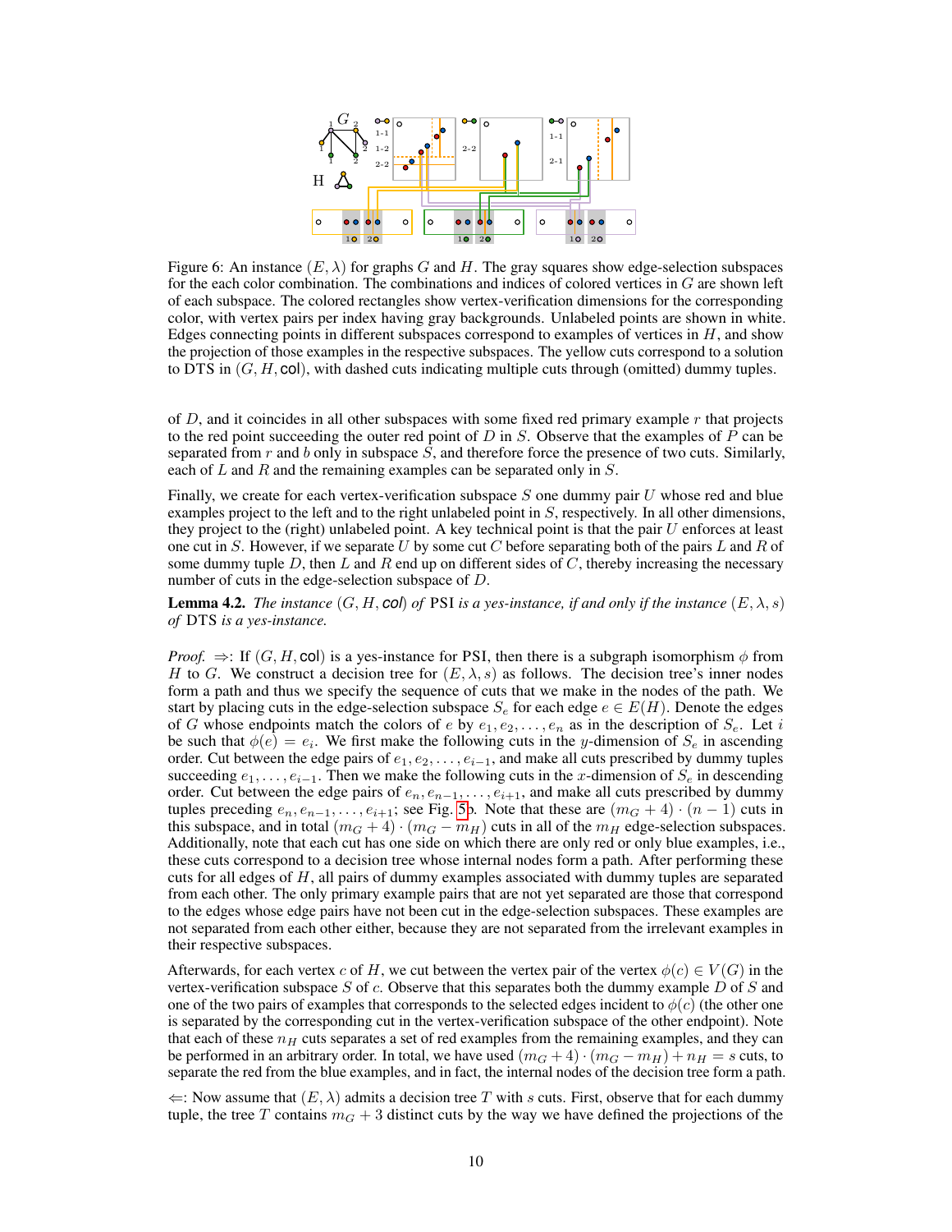Figure 6: An instance $(E, \lambda)$ for graphs $G$ and $H$. The gray squares show edge-selection subspaces for the each color combination. The combinations and indices of colored vertices in $G$ are shown left of each subspace. The colored rectangles show vertex-verification dimensions for the corresponding color, with vertex pairs per index having gray backgrounds. Unlabeled points are shown in white. Edges connecting points in different subspaces correspond to examples of vertices in $H$, and show the projection of those examples in the respective subspaces. The yellow cuts correspond to a solution to DTS in $(G, H, \mathsf{col})$, with dashed cuts indicating multiple cuts through (omitted) dummy tuples.

of $D$, and it coincides in all other subspaces with some fixed red primary example $r$ that projects to the red point succeeding the outer red point of $D$ in $S$. Observe that the examples of $P$ can be separated from $r$ and $b$ only in subspace $S$, and therefore force the presence of two cuts. Similarly, each of $L$ and $R$ and the remaining examples can be separated only in $S$.

Finally, we create for each vertex-verification subspace $S$ one dummy pair $U$ whose red and blue examples project to the left and to the right unlabeled point in $S$, respectively. In all other dimensions, they project to the (right) unlabeled point. A key technical point is that the pair $U$ enforces at least one cut in $S$. However, if we separate $U$ by some cut $C$ before separating both of the pairs $L$ and $R$ of some dummy tuple $D$, then $L$ and $R$ end up on different sides of $C$, thereby increasing the necessary number of cuts in the edge-selection subspace of $D$.

**Lemma 4.2.** *The instance $(G, H, \mathsf{col})$ of* PSI *is a yes-instance, if and only if the instance $(E, \lambda, s)$ of* DTS *is a yes-instance.*

*Proof.* $\Rightarrow$: If $(G, H, \mathsf{col})$ is a yes-instance for PSI, then there is a subgraph isomorphism $\phi$ from $H$ to $G$. We construct a decision tree for $(E, \lambda, s)$ as follows. The decision tree's inner nodes form a path and thus we specify the sequence of cuts that we make in the nodes of the path. We start by placing cuts in the edge-selection subspace $S_e$ for each edge $e \in E(H)$. Denote the edges of $G$ whose endpoints match the colors of $e$ by $e_1, e_2, \ldots, e_n$ as in the description of $S_e$. Let $i$ be such that $\phi(e) = e_i$. We first make the following cuts in the $y$-dimension of $S_e$ in ascending order. Cut between the edge pairs of $e_1, e_2, \ldots, e_{i-1}$, and make all cuts prescribed by dummy tuples succeeding $e_1, \ldots, e_{i-1}$. Then we make the following cuts in the $x$-dimension of $S_e$ in descending order. Cut between the edge pairs of $e_n, e_{n-1}, \ldots, e_{i+1}$, and make all cuts prescribed by dummy tuples preceding $e_n, e_{n-1}, \ldots, e_{i+1}$; see Fig. 5b. Note that these are $(m_G + 4) \cdot (n - 1)$ cuts in this subspace, and in total $(m_G + 4) \cdot (m_G - m_H)$ cuts in all of the $m_H$ edge-selection subspaces. Additionally, note that each cut has one side on which there are only red or only blue examples, i.e., these cuts correspond to a decision tree whose internal nodes form a path. After performing these cuts for all edges of $H$, all pairs of dummy examples associated with dummy tuples are separated from each other. The only primary example pairs that are not yet separated are those that correspond to the edges whose edge pairs have not been cut in the edge-selection subspaces. These examples are not separated from each other either, because they are not separated from the irrelevant examples in their respective subspaces.

Afterwards, for each vertex $c$ of $H$, we cut between the vertex pair of the vertex $\phi(c) \in V(G)$ in the vertex-verification subspace $S$ of $c$. Observe that this separates both the dummy example $D$ of $S$ and one of the two pairs of examples that corresponds to the selected edges incident to $\phi(c)$ (the other one is separated by the corresponding cut in the vertex-verification subspace of the other endpoint). Note that each of these $n_H$ cuts separates a set of red examples from the remaining examples, and they can be performed in an arbitrary order. In total, we have used $(m_G + 4) \cdot (m_G - m_H) + n_H = s$ cuts, to separate the red from the blue examples, and in fact, the internal nodes of the decision tree form a path.

$\Leftarrow$: Now assume that $(E, \lambda)$ admits a decision tree $T$ with $s$ cuts. First, observe that for each dummy tuple, the tree $T$ contains $m_G + 3$ distinct cuts by the way we have defined the projections of the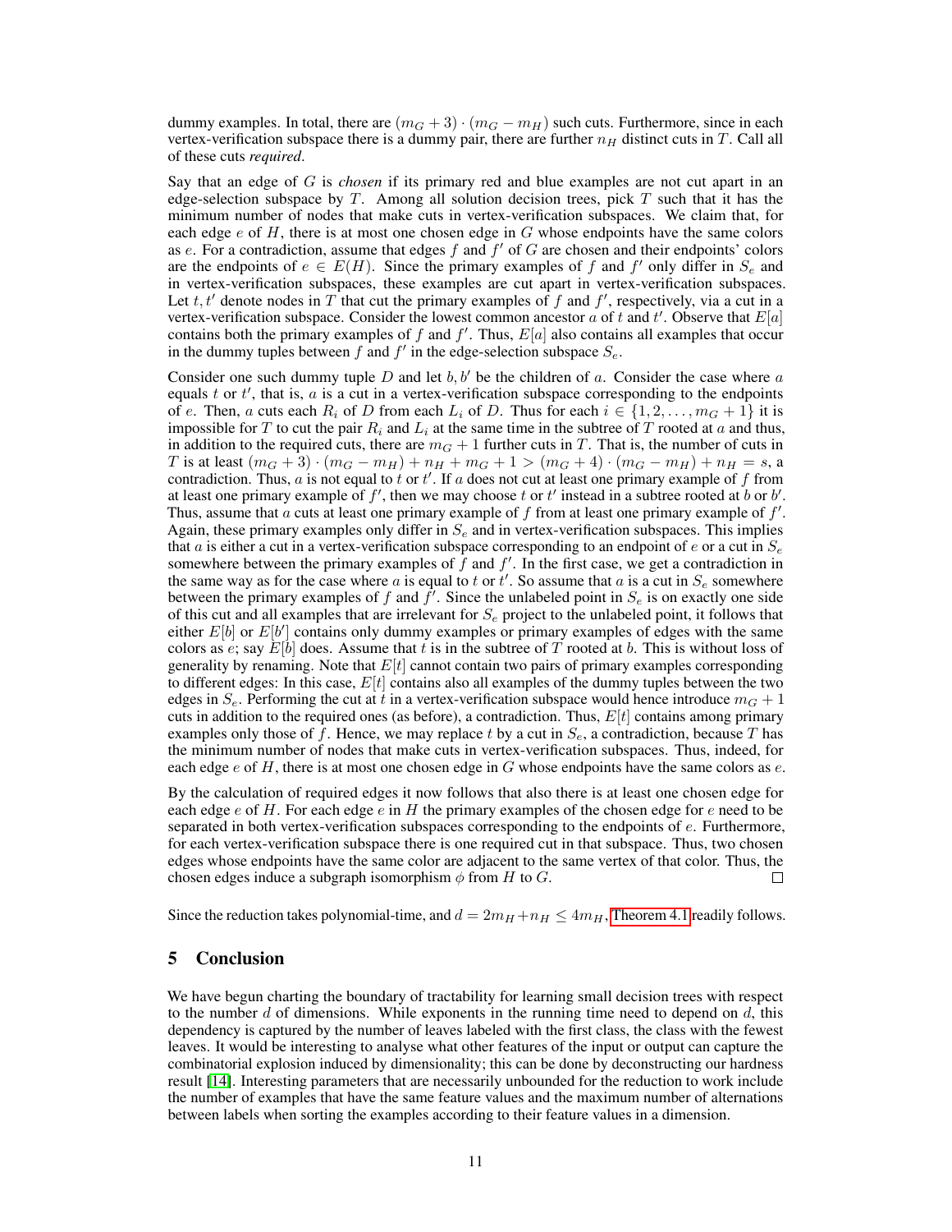dummy examples. In total, there are $(m_G + 3) \cdot (m_G - m_H)$ such cuts. Furthermore, since in each vertex-verification subspace there is a dummy pair, there are further $n_H$ distinct cuts in $T$. Call all of these cuts *required*.

Say that an edge of $G$ is *chosen* if its primary red and blue examples are not cut apart in an edge-selection subspace by $T$. Among all solution decision trees, pick $T$ such that it has the minimum number of nodes that make cuts in vertex-verification subspaces. We claim that, for each edge $e$ of $H$, there is at most one chosen edge in $G$ whose endpoints have the same colors as $e$. For a contradiction, assume that edges $f$ and $f'$ of $G$ are chosen and their endpoints' colors are the endpoints of $e \in E(H)$. Since the primary examples of $f$ and $f'$ only differ in $S_e$ and in vertex-verification subspaces, these examples are cut apart in vertex-verification subspaces. Let $t, t'$ denote nodes in $T$ that cut the primary examples of $f$ and $f'$, respectively, via a cut in a vertex-verification subspace. Consider the lowest common ancestor $a$ of $t$ and $t'$. Observe that $E[a]$ contains both the primary examples of $f$ and $f'$. Thus, $E[a]$ also contains all examples that occur in the dummy tuples between $f$ and $f'$ in the edge-selection subspace $S_e$.

Consider one such dummy tuple $D$ and let $b, b'$ be the children of $a$. Consider the case where $a$ equals $t$ or $t'$, that is, $a$ is a cut in a vertex-verification subspace corresponding to the endpoints of $e$. Then, $a$ cuts each $R_i$ of $D$ from each $L_i$ of $D$. Thus for each $i \in \{1, 2, \ldots, m_G + 1\}$ it is impossible for $T$ to cut the pair $R_i$ and $L_i$ at the same time in the subtree of $T$ rooted at $a$ and thus, in addition to the required cuts, there are $m_G + 1$ further cuts in $T$. That is, the number of cuts in $T$ is at least $(m_G + 3) \cdot (m_G - m_H) + n_H + m_G + 1 > (m_G + 4) \cdot (m_G - m_H) + n_H = s$, a contradiction. Thus, $a$ is not equal to $t$ or $t'$. If $a$ does not cut at least one primary example of $f$ from at least one primary example of $f'$, then we may choose $t$ or $t'$ instead in a subtree rooted at $b$ or $b'$. Thus, assume that $a$ cuts at least one primary example of $f$ from at least one primary example of $f'$. Again, these primary examples only differ in $S_e$ and in vertex-verification subspaces. This implies that $a$ is either a cut in a vertex-verification subspace corresponding to an endpoint of $e$ or a cut in $S_e$ somewhere between the primary examples of $f$ and $f'$. In the first case, we get a contradiction in the same way as for the case where $a$ is equal to $t$ or $t'$. So assume that $a$ is a cut in $S_e$ somewhere between the primary examples of $f$ and $f'$. Since the unlabeled point in $S_e$ is on exactly one side of this cut and all examples that are irrelevant for $S_e$ project to the unlabeled point, it follows that either $E[b]$ or $E[b']$ contains only dummy examples or primary examples of edges with the same colors as $e$; say $E[b]$ does. Assume that $t$ is in the subtree of $T$ rooted at $b$. This is without loss of generality by renaming. Note that $E[t]$ cannot contain two pairs of primary examples corresponding to different edges: In this case, $E[t]$ contains also all examples of the dummy tuples between the two edges in $S_e$. Performing the cut at $t$ in a vertex-verification subspace would hence introduce $m_G + 1$ cuts in addition to the required ones (as before), a contradiction. Thus, $E[t]$ contains among primary examples only those of $f$. Hence, we may replace $t$ by a cut in $S_e$, a contradiction, because $T$ has the minimum number of nodes that make cuts in vertex-verification subspaces. Thus, indeed, for each edge $e$ of $H$, there is at most one chosen edge in $G$ whose endpoints have the same colors as $e$.

By the calculation of required edges it now follows that also there is at least one chosen edge for each edge $e$ of $H$. For each edge $e$ in $H$ the primary examples of the chosen edge for $e$ need to be separated in both vertex-verification subspaces corresponding to the endpoints of $e$. Furthermore, for each vertex-verification subspace there is one required cut in that subspace. Thus, two chosen edges whose endpoints have the same color are adjacent to the same vertex of that color. Thus, the chosen edges induce a subgraph isomorphism $\phi$ from $H$ to $G$. □

Since the reduction takes polynomial-time, and $d = 2m_H + n_H \leq 4m_H$, Theorem 4.1 readily follows.

## 5 Conclusion

We have begun charting the boundary of tractability for learning small decision trees with respect to the number $d$ of dimensions. While exponents in the running time need to depend on $d$, this dependency is captured by the number of leaves labeled with the first class, the class with the fewest leaves. It would be interesting to analyse what other features of the input or output can capture the combinatorial explosion induced by dimensionality; this can be done by deconstructing our hardness result [14]. Interesting parameters that are necessarily unbounded for the reduction to work include the number of examples that have the same feature values and the maximum number of alternations between labels when sorting the examples according to their feature values in a dimension.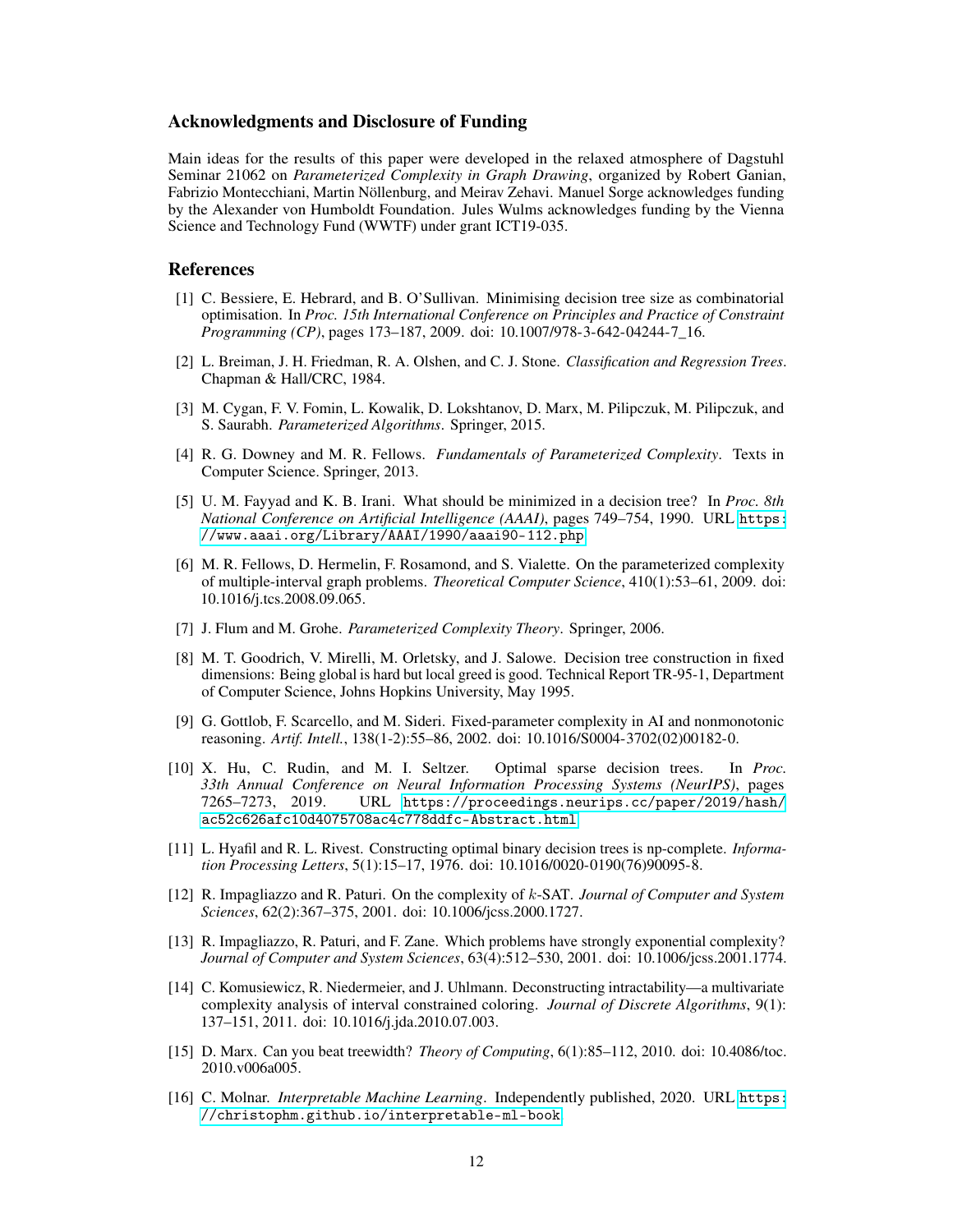## Acknowledgments and Disclosure of Funding

Main ideas for the results of this paper were developed in the relaxed atmosphere of Dagstuhl Seminar 21062 on *Parameterized Complexity in Graph Drawing*, organized by Robert Ganian, Fabrizio Montecchiani, Martin Nöllenburg, and Meirav Zehavi. Manuel Sorge acknowledges funding by the Alexander von Humboldt Foundation. Jules Wulms acknowledges funding by the Vienna Science and Technology Fund (WWTF) under grant ICT19-035.

## References

[1] C. Bessiere, E. Hebrard, and B. O'Sullivan. Minimising decision tree size as combinatorial optimisation. In *Proc. 15th International Conference on Principles and Practice of Constraint Programming (CP)*, pages 173–187, 2009. doi: 10.1007/978-3-642-04244-7_16.

[2] L. Breiman, J. H. Friedman, R. A. Olshen, and C. J. Stone. *Classification and Regression Trees*. Chapman & Hall/CRC, 1984.

[3] M. Cygan, F. V. Fomin, L. Kowalik, D. Lokshtanov, D. Marx, M. Pilipczuk, M. Pilipczuk, and S. Saurabh. *Parameterized Algorithms*. Springer, 2015.

[4] R. G. Downey and M. R. Fellows. *Fundamentals of Parameterized Complexity*. Texts in Computer Science. Springer, 2013.

[5] U. M. Fayyad and K. B. Irani. What should be minimized in a decision tree? In *Proc. 8th National Conference on Artificial Intelligence (AAAI)*, pages 749–754, 1990. URL https://www.aaai.org/Library/AAAI/1990/aaai90-112.php.

[6] M. R. Fellows, D. Hermelin, F. Rosamond, and S. Vialette. On the parameterized complexity of multiple-interval graph problems. *Theoretical Computer Science*, 410(1):53–61, 2009. doi: 10.1016/j.tcs.2008.09.065.

[7] J. Flum and M. Grohe. *Parameterized Complexity Theory*. Springer, 2006.

[8] M. T. Goodrich, V. Mirelli, M. Orletsky, and J. Salowe. Decision tree construction in fixed dimensions: Being global is hard but local greed is good. Technical Report TR-95-1, Department of Computer Science, Johns Hopkins University, May 1995.

[9] G. Gottlob, F. Scarcello, and M. Sideri. Fixed-parameter complexity in AI and nonmonotonic reasoning. *Artif. Intell.*, 138(1-2):55–86, 2002. doi: 10.1016/S0004-3702(02)00182-0.

[10] X. Hu, C. Rudin, and M. I. Seltzer. Optimal sparse decision trees. In *Proc. 33th Annual Conference on Neural Information Processing Systems (NeurIPS)*, pages 7265–7273, 2019. URL https://proceedings.neurips.cc/paper/2019/hash/ac52c626afc10d4075708ac4c778ddfc-Abstract.html.

[11] L. Hyafil and R. L. Rivest. Constructing optimal binary decision trees is np-complete. *Information Processing Letters*, 5(1):15–17, 1976. doi: 10.1016/0020-0190(76)90095-8.

[12] R. Impagliazzo and R. Paturi. On the complexity of $k$-SAT. *Journal of Computer and System Sciences*, 62(2):367–375, 2001. doi: 10.1006/jcss.2000.1727.

[13] R. Impagliazzo, R. Paturi, and F. Zane. Which problems have strongly exponential complexity? *Journal of Computer and System Sciences*, 63(4):512–530, 2001. doi: 10.1006/jcss.2001.1774.

[14] C. Komusiewicz, R. Niedermeier, and J. Uhlmann. Deconstructing intractability—a multivariate complexity analysis of interval constrained coloring. *Journal of Discrete Algorithms*, 9(1): 137–151, 2011. doi: 10.1016/j.jda.2010.07.003.

[15] D. Marx. Can you beat treewidth? *Theory of Computing*, 6(1):85–112, 2010. doi: 10.4086/toc.2010.v006a005.

[16] C. Molnar. *Interpretable Machine Learning*. Independently published, 2020. URL https://christophm.github.io/interpretable-ml-book.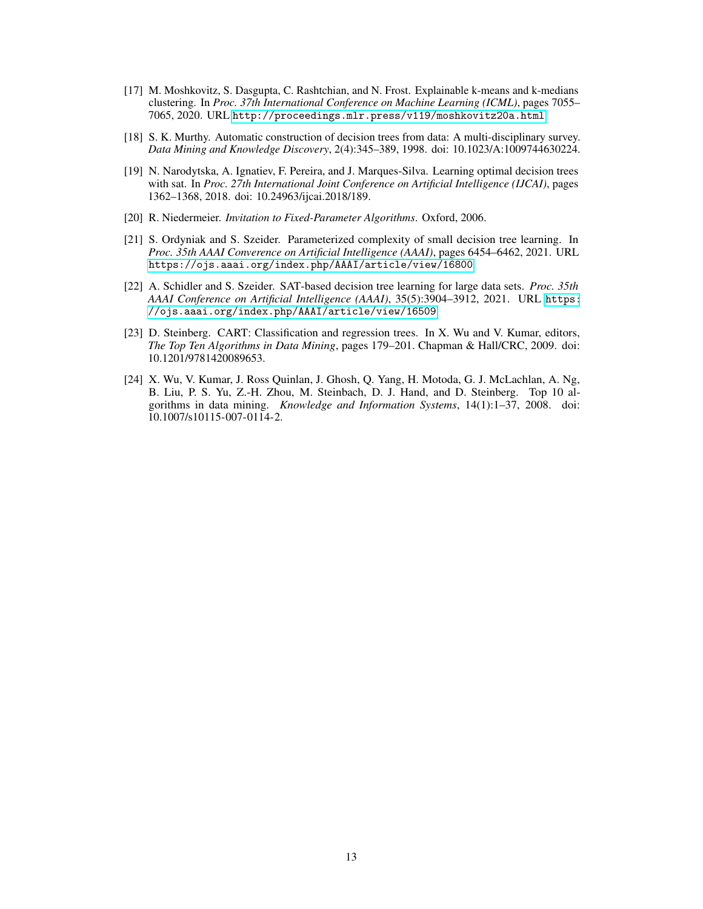[17] M. Moshkovitz, S. Dasgupta, C. Rashtchian, and N. Frost. Explainable k-means and k-medians clustering. In *Proc. 37th International Conference on Machine Learning (ICML)*, pages 7055–7065, 2020. URL http://proceedings.mlr.press/v119/moshkovitz20a.html.

[18] S. K. Murthy. Automatic construction of decision trees from data: A multi-disciplinary survey. *Data Mining and Knowledge Discovery*, 2(4):345–389, 1998. doi: 10.1023/A:1009744630224.

[19] N. Narodytska, A. Ignatiev, F. Pereira, and J. Marques-Silva. Learning optimal decision trees with sat. In *Proc. 27th International Joint Conference on Artificial Intelligence (IJCAI)*, pages 1362–1368, 2018. doi: 10.24963/ijcai.2018/189.

[20] R. Niedermeier. *Invitation to Fixed-Parameter Algorithms*. Oxford, 2006.

[21] S. Ordyniak and S. Szeider. Parameterized complexity of small decision tree learning. In *Proc. 35th AAAI Converence on Artificial Intelligence (AAAI)*, pages 6454–6462, 2021. URL https://ojs.aaai.org/index.php/AAAI/article/view/16800.

[22] A. Schidler and S. Szeider. SAT-based decision tree learning for large data sets. *Proc. 35th AAAI Conference on Artificial Intelligence (AAAI)*, 35(5):3904–3912, 2021. URL https://ojs.aaai.org/index.php/AAAI/article/view/16509.

[23] D. Steinberg. CART: Classification and regression trees. In X. Wu and V. Kumar, editors, *The Top Ten Algorithms in Data Mining*, pages 179–201. Chapman & Hall/CRC, 2009. doi: 10.1201/9781420089653.

[24] X. Wu, V. Kumar, J. Ross Quinlan, J. Ghosh, Q. Yang, H. Motoda, G. J. McLachlan, A. Ng, B. Liu, P. S. Yu, Z.-H. Zhou, M. Steinbach, D. J. Hand, and D. Steinberg. Top 10 algorithms in data mining. *Knowledge and Information Systems*, 14(1):1–37, 2008. doi: 10.1007/s10115-007-0114-2.